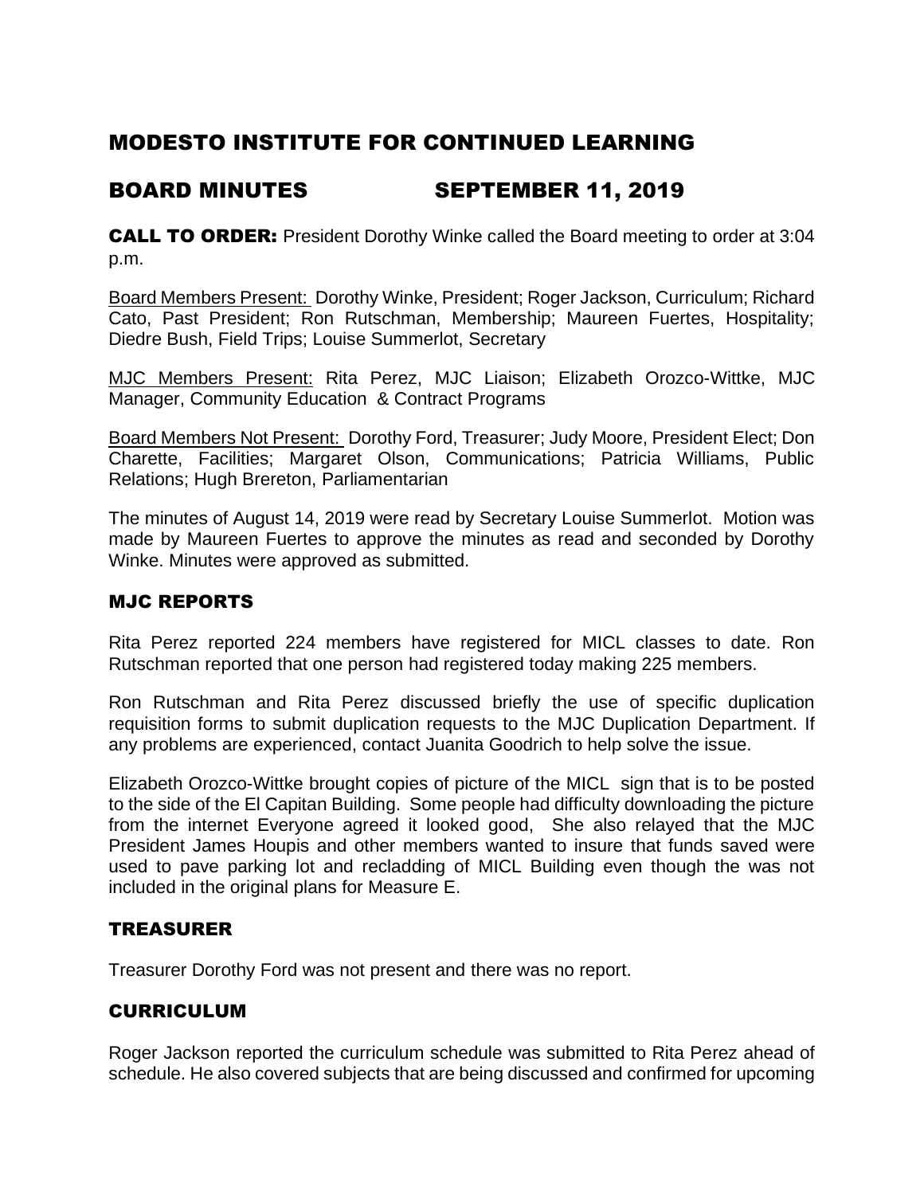# MODESTO INSTITUTE FOR CONTINUED LEARNING

## BOARD MINUTES SEPTEMBER 11, 2019

**CALL TO ORDER:** President Dorothy Winke called the Board meeting to order at 3:04 p.m.

Board Members Present: Dorothy Winke, President; Roger Jackson, Curriculum; Richard Cato, Past President; Ron Rutschman, Membership; Maureen Fuertes, Hospitality; Diedre Bush, Field Trips; Louise Summerlot, Secretary

MJC Members Present: Rita Perez, MJC Liaison; Elizabeth Orozco-Wittke, MJC Manager, Community Education & Contract Programs

Board Members Not Present: Dorothy Ford, Treasurer; Judy Moore, President Elect; Don Charette, Facilities; Margaret Olson, Communications; Patricia Williams, Public Relations; Hugh Brereton, Parliamentarian

The minutes of August 14, 2019 were read by Secretary Louise Summerlot. Motion was made by Maureen Fuertes to approve the minutes as read and seconded by Dorothy Winke. Minutes were approved as submitted.

### MJC REPORTS

Rita Perez reported 224 members have registered for MICL classes to date. Ron Rutschman reported that one person had registered today making 225 members.

Ron Rutschman and Rita Perez discussed briefly the use of specific duplication requisition forms to submit duplication requests to the MJC Duplication Department. If any problems are experienced, contact Juanita Goodrich to help solve the issue.

Elizabeth Orozco-Wittke brought copies of picture of the MICL sign that is to be posted to the side of the El Capitan Building. Some people had difficulty downloading the picture from the internet Everyone agreed it looked good, She also relayed that the MJC President James Houpis and other members wanted to insure that funds saved were used to pave parking lot and recladding of MICL Building even though the was not included in the original plans for Measure E.

### TREASURER

Treasurer Dorothy Ford was not present and there was no report.

### CURRICULUM

Roger Jackson reported the curriculum schedule was submitted to Rita Perez ahead of schedule. He also covered subjects that are being discussed and confirmed for upcoming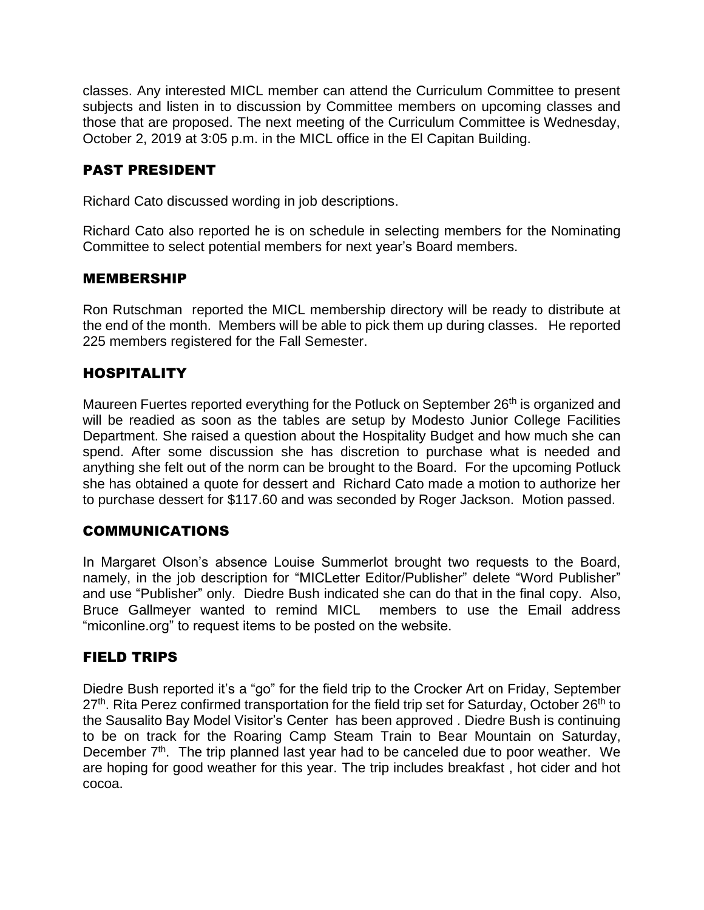classes. Any interested MICL member can attend the Curriculum Committee to present subjects and listen in to discussion by Committee members on upcoming classes and those that are proposed. The next meeting of the Curriculum Committee is Wednesday, October 2, 2019 at 3:05 p.m. in the MICL office in the El Capitan Building.

## PAST PRESIDENT

Richard Cato discussed wording in job descriptions.

Richard Cato also reported he is on schedule in selecting members for the Nominating Committee to select potential members for next year's Board members.

## MEMBERSHIP

Ron Rutschman reported the MICL membership directory will be ready to distribute at the end of the month. Members will be able to pick them up during classes. He reported 225 members registered for the Fall Semester.

## HOSPITALITY

Maureen Fuertes reported everything for the Potluck on September 26th is organized and will be readied as soon as the tables are setup by Modesto Junior College Facilities Department. She raised a question about the Hospitality Budget and how much she can spend. After some discussion she has discretion to purchase what is needed and anything she felt out of the norm can be brought to the Board. For the upcoming Potluck she has obtained a quote for dessert and Richard Cato made a motion to authorize her to purchase dessert for $117.60 and was seconded by Roger Jackson. Motion passed.

## COMMUNICATIONS

In Margaret Olson's absence Louise Summerlot brought two requests to the Board, namely, in the job description for "MICLetter Editor/Publisher" delete "Word Publisher" and use "Publisher" only. Diedre Bush indicated she can do that in the final copy. Also, Bruce Gallmeyer wanted to remind MICL members to use the Email address "miconline.org" to request items to be posted on the website.

## FIELD TRIPS

Diedre Bush reported it's a "go" for the field trip to the Crocker Art on Friday, September 27th. Rita Perez confirmed transportation for the field trip set for Saturday, October 26th to the Sausalito Bay Model Visitor's Center has been approved . Diedre Bush is continuing to be on track for the Roaring Camp Steam Train to Bear Mountain on Saturday, December 7th. The trip planned last year had to be canceled due to poor weather. We are hoping for good weather for this year. The trip includes breakfast , hot cider and hot cocoa.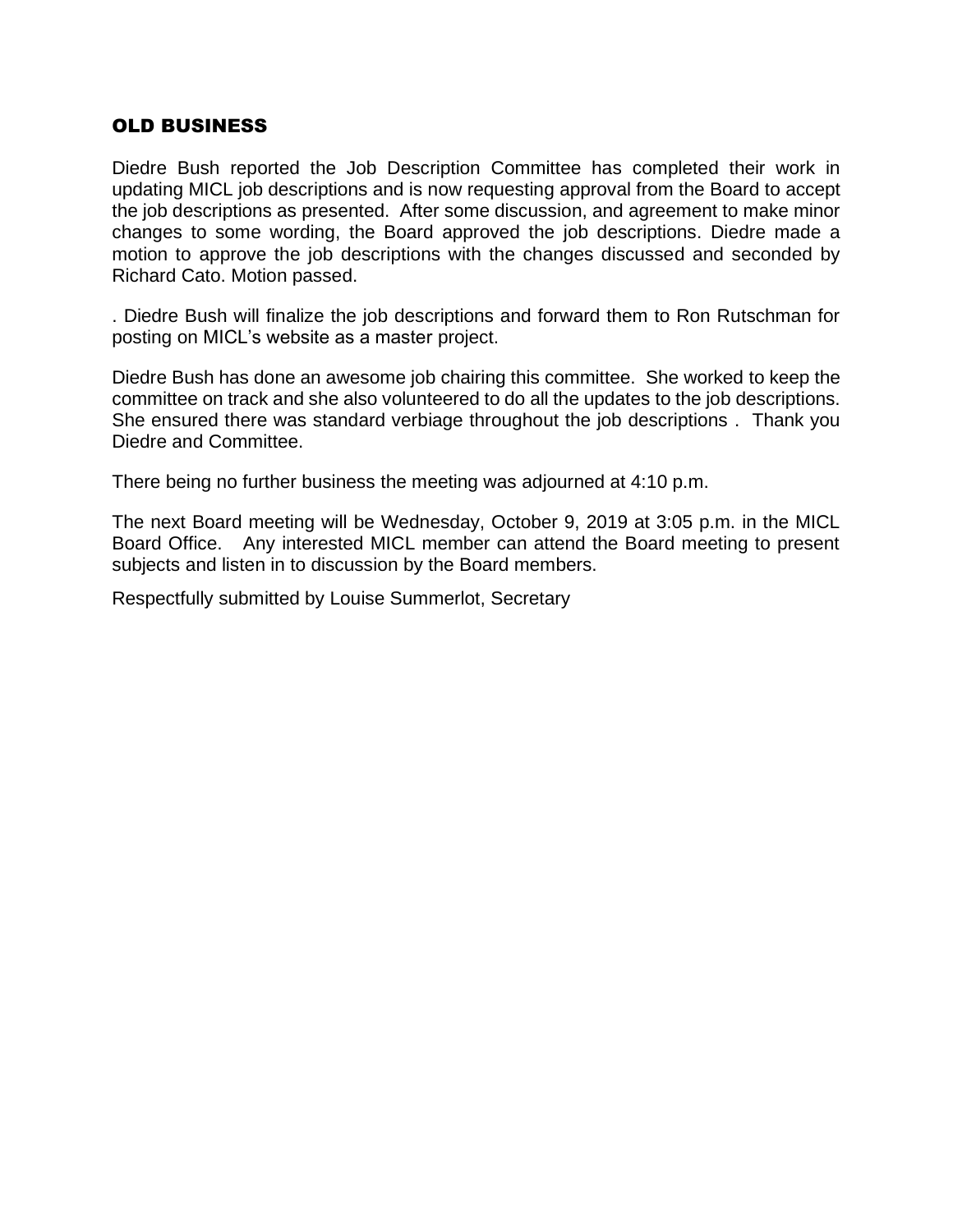## OLD BUSINESS

Diedre Bush reported the Job Description Committee has completed their work in updating MICL job descriptions and is now requesting approval from the Board to accept the job descriptions as presented. After some discussion, and agreement to make minor changes to some wording, the Board approved the job descriptions. Diedre made a motion to approve the job descriptions with the changes discussed and seconded by Richard Cato. Motion passed.

. Diedre Bush will finalize the job descriptions and forward them to Ron Rutschman for posting on MICL's website as a master project.

Diedre Bush has done an awesome job chairing this committee. She worked to keep the committee on track and she also volunteered to do all the updates to the job descriptions. She ensured there was standard verbiage throughout the job descriptions . Thank you Diedre and Committee.

There being no further business the meeting was adjourned at 4:10 p.m.

The next Board meeting will be Wednesday, October 9, 2019 at 3:05 p.m. in the MICL Board Office. Any interested MICL member can attend the Board meeting to present subjects and listen in to discussion by the Board members.

Respectfully submitted by Louise Summerlot, Secretary